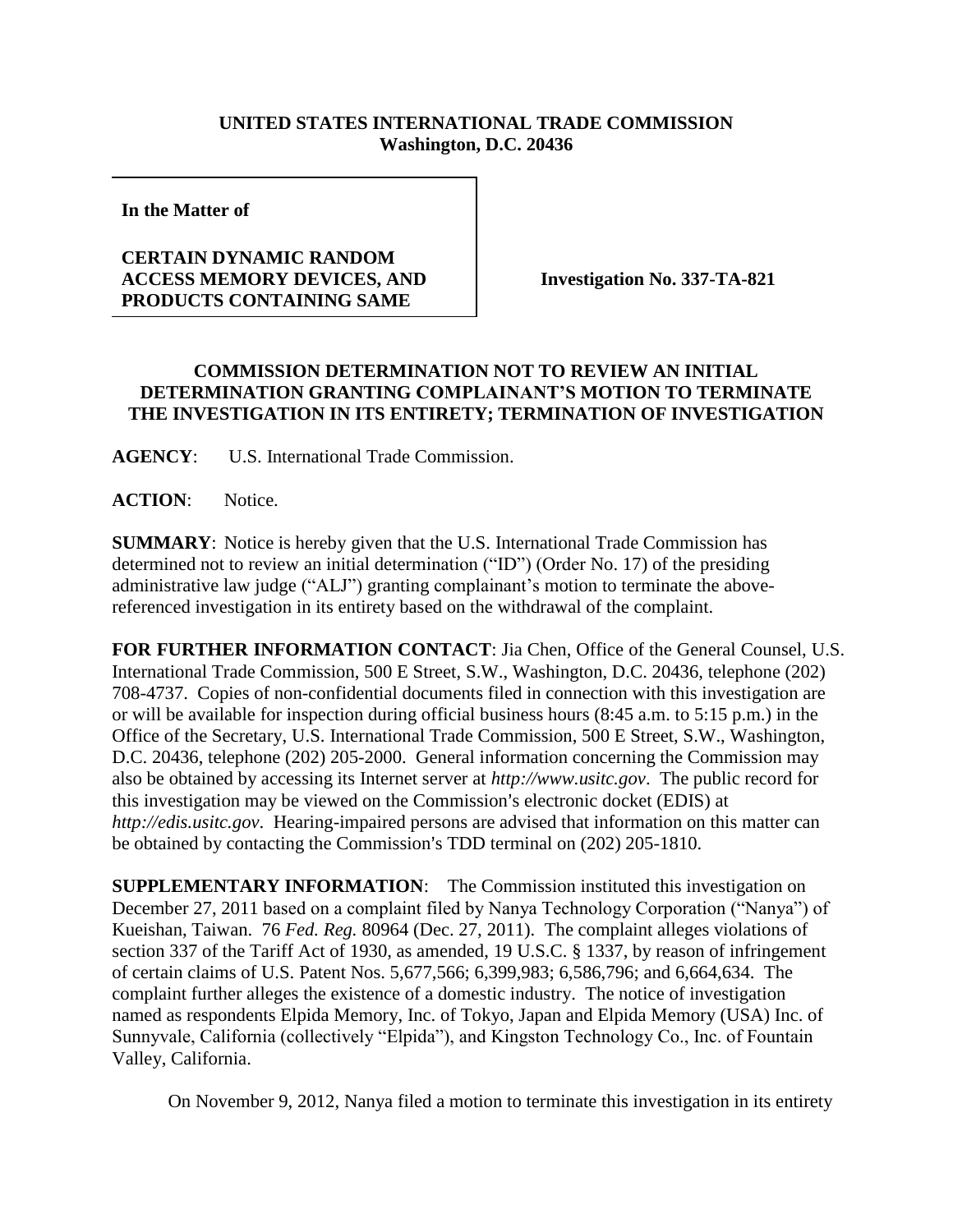**UNITED STATES INTERNATIONAL TRADE COMMISSION**
**Washington, D.C. 20436**

**In the Matter of**

**CERTAIN DYNAMIC RANDOM ACCESS MEMORY DEVICES, AND PRODUCTS CONTAINING SAME**

**Investigation No. 337-TA-821**

**COMMISSION DETERMINATION NOT TO REVIEW AN INITIAL DETERMINATION GRANTING COMPLAINANT'S MOTION TO TERMINATE THE INVESTIGATION IN ITS ENTIRETY; TERMINATION OF INVESTIGATION**

**AGENCY**: U.S. International Trade Commission.

**ACTION**: Notice.

**SUMMARY**: Notice is hereby given that the U.S. International Trade Commission has determined not to review an initial determination ("ID") (Order No. 17) of the presiding administrative law judge ("ALJ") granting complainant's motion to terminate the above-referenced investigation in its entirety based on the withdrawal of the complaint.

**FOR FURTHER INFORMATION CONTACT**: Jia Chen, Office of the General Counsel, U.S. International Trade Commission, 500 E Street, S.W., Washington, D.C. 20436, telephone (202) 708-4737. Copies of non-confidential documents filed in connection with this investigation are or will be available for inspection during official business hours (8:45 a.m. to 5:15 p.m.) in the Office of the Secretary, U.S. International Trade Commission, 500 E Street, S.W., Washington, D.C. 20436, telephone (202) 205-2000. General information concerning the Commission may also be obtained by accessing its Internet server at *http://www.usitc.gov*. The public record for this investigation may be viewed on the Commission's electronic docket (EDIS) at *http://edis.usitc.gov*. Hearing-impaired persons are advised that information on this matter can be obtained by contacting the Commission's TDD terminal on (202) 205-1810.

**SUPPLEMENTARY INFORMATION**: The Commission instituted this investigation on December 27, 2011 based on a complaint filed by Nanya Technology Corporation ("Nanya") of Kueishan, Taiwan. 76 *Fed. Reg.* 80964 (Dec. 27, 2011). The complaint alleges violations of section 337 of the Tariff Act of 1930, as amended, 19 U.S.C. § 1337, by reason of infringement of certain claims of U.S. Patent Nos. 5,677,566; 6,399,983; 6,586,796; and 6,664,634. The complaint further alleges the existence of a domestic industry. The notice of investigation named as respondents Elpida Memory, Inc. of Tokyo, Japan and Elpida Memory (USA) Inc. of Sunnyvale, California (collectively "Elpida"), and Kingston Technology Co., Inc. of Fountain Valley, California.

On November 9, 2012, Nanya filed a motion to terminate this investigation in its entirety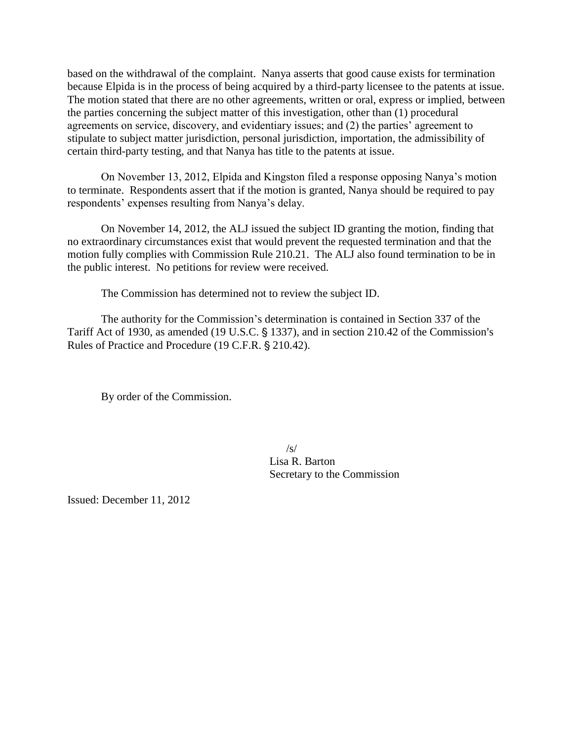based on the withdrawal of the complaint. Nanya asserts that good cause exists for termination because Elpida is in the process of being acquired by a third-party licensee to the patents at issue. The motion stated that there are no other agreements, written or oral, express or implied, between the parties concerning the subject matter of this investigation, other than (1) procedural agreements on service, discovery, and evidentiary issues; and (2) the parties' agreement to stipulate to subject matter jurisdiction, personal jurisdiction, importation, the admissibility of certain third-party testing, and that Nanya has title to the patents at issue.

On November 13, 2012, Elpida and Kingston filed a response opposing Nanya's motion to terminate. Respondents assert that if the motion is granted, Nanya should be required to pay respondents' expenses resulting from Nanya's delay.

On November 14, 2012, the ALJ issued the subject ID granting the motion, finding that no extraordinary circumstances exist that would prevent the requested termination and that the motion fully complies with Commission Rule 210.21. The ALJ also found termination to be in the public interest. No petitions for review were received.

The Commission has determined not to review the subject ID.

The authority for the Commission's determination is contained in Section 337 of the Tariff Act of 1930, as amended (19 U.S.C. § 1337), and in section 210.42 of the Commission's Rules of Practice and Procedure (19 C.F.R. § 210.42).

By order of the Commission.

/s/
Lisa R. Barton
Secretary to the Commission

Issued: December 11, 2012